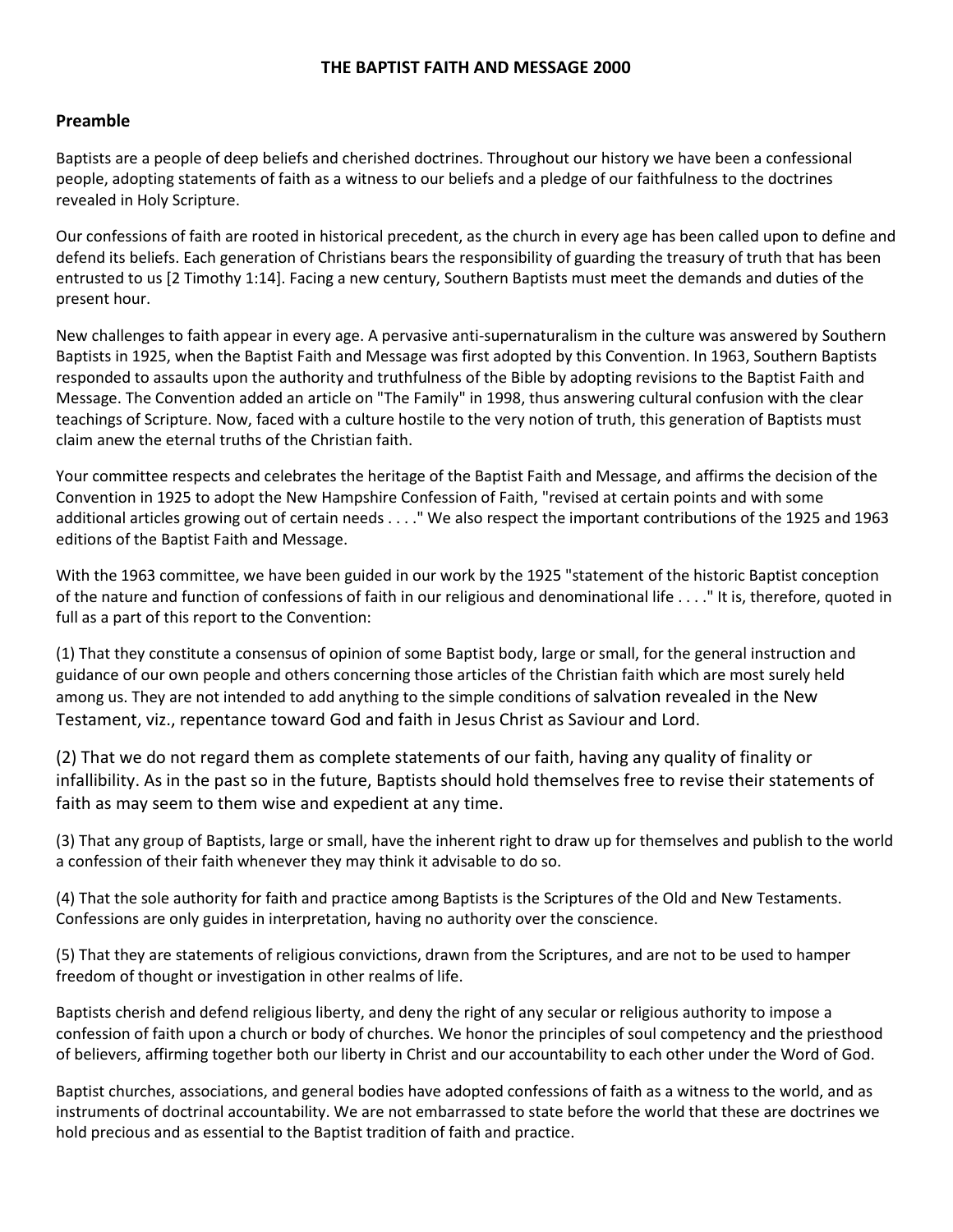# THE BAPTIST FAITH AND MESSAGE 2000

## Preamble

Baptists are a people of deep beliefs and cherished doctrines. Throughout our history we have been a confessional people, adopting statements of faith as a witness to our beliefs and a pledge of our faithfulness to the doctrines revealed in Holy Scripture.

Our confessions of faith are rooted in historical precedent, as the church in every age has been called upon to define and defend its beliefs. Each generation of Christians bears the responsibility of guarding the treasury of truth that has been entrusted to us [2 Timothy 1:14]. Facing a new century, Southern Baptists must meet the demands and duties of the present hour.

New challenges to faith appear in every age. A pervasive anti-supernaturalism in the culture was answered by Southern Baptists in 1925, when the Baptist Faith and Message was first adopted by this Convention. In 1963, Southern Baptists responded to assaults upon the authority and truthfulness of the Bible by adopting revisions to the Baptist Faith and Message. The Convention added an article on "The Family" in 1998, thus answering cultural confusion with the clear teachings of Scripture. Now, faced with a culture hostile to the very notion of truth, this generation of Baptists must claim anew the eternal truths of the Christian faith.

Your committee respects and celebrates the heritage of the Baptist Faith and Message, and affirms the decision of the Convention in 1925 to adopt the New Hampshire Confession of Faith, "revised at certain points and with some additional articles growing out of certain needs . . . ." We also respect the important contributions of the 1925 and 1963 editions of the Baptist Faith and Message.

With the 1963 committee, we have been guided in our work by the 1925 "statement of the historic Baptist conception of the nature and function of confessions of faith in our religious and denominational life . . . ." It is, therefore, quoted in full as a part of this report to the Convention:

(1) That they constitute a consensus of opinion of some Baptist body, large or small, for the general instruction and guidance of our own people and others concerning those articles of the Christian faith which are most surely held among us. They are not intended to add anything to the simple conditions of salvation revealed in the New Testament, viz., repentance toward God and faith in Jesus Christ as Saviour and Lord.

(2) That we do not regard them as complete statements of our faith, having any quality of finality or infallibility. As in the past so in the future, Baptists should hold themselves free to revise their statements of faith as may seem to them wise and expedient at any time.

(3) That any group of Baptists, large or small, have the inherent right to draw up for themselves and publish to the world a confession of their faith whenever they may think it advisable to do so.

(4) That the sole authority for faith and practice among Baptists is the Scriptures of the Old and New Testaments. Confessions are only guides in interpretation, having no authority over the conscience.

(5) That they are statements of religious convictions, drawn from the Scriptures, and are not to be used to hamper freedom of thought or investigation in other realms of life.

Baptists cherish and defend religious liberty, and deny the right of any secular or religious authority to impose a confession of faith upon a church or body of churches. We honor the principles of soul competency and the priesthood of believers, affirming together both our liberty in Christ and our accountability to each other under the Word of God.

Baptist churches, associations, and general bodies have adopted confessions of faith as a witness to the world, and as instruments of doctrinal accountability. We are not embarrassed to state before the world that these are doctrines we hold precious and as essential to the Baptist tradition of faith and practice.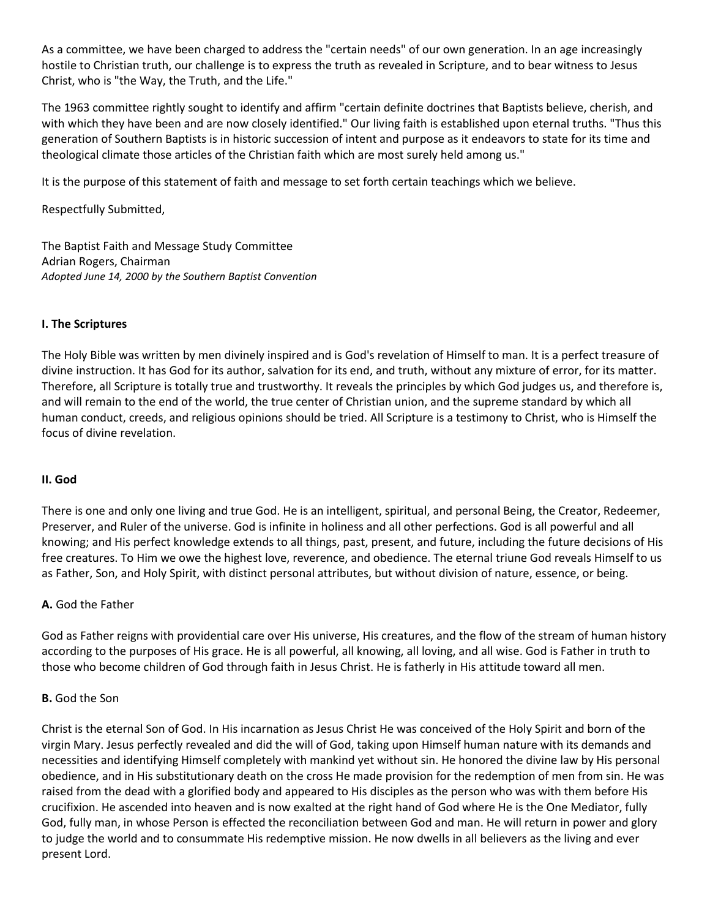As a committee, we have been charged to address the "certain needs" of our own generation. In an age increasingly hostile to Christian truth, our challenge is to express the truth as revealed in Scripture, and to bear witness to Jesus Christ, who is "the Way, the Truth, and the Life."

The 1963 committee rightly sought to identify and affirm "certain definite doctrines that Baptists believe, cherish, and with which they have been and are now closely identified." Our living faith is established upon eternal truths. "Thus this generation of Southern Baptists is in historic succession of intent and purpose as it endeavors to state for its time and theological climate those articles of the Christian faith which are most surely held among us."

It is the purpose of this statement of faith and message to set forth certain teachings which we believe.

Respectfully Submitted,

The Baptist Faith and Message Study Committee
Adrian Rogers, Chairman
*Adopted June 14, 2000 by the Southern Baptist Convention*

### I. The Scriptures

The Holy Bible was written by men divinely inspired and is God's revelation of Himself to man. It is a perfect treasure of divine instruction. It has God for its author, salvation for its end, and truth, without any mixture of error, for its matter. Therefore, all Scripture is totally true and trustworthy. It reveals the principles by which God judges us, and therefore is, and will remain to the end of the world, the true center of Christian union, and the supreme standard by which all human conduct, creeds, and religious opinions should be tried. All Scripture is a testimony to Christ, who is Himself the focus of divine revelation.

### II. God

There is one and only one living and true God. He is an intelligent, spiritual, and personal Being, the Creator, Redeemer, Preserver, and Ruler of the universe. God is infinite in holiness and all other perfections. God is all powerful and all knowing; and His perfect knowledge extends to all things, past, present, and future, including the future decisions of His free creatures. To Him we owe the highest love, reverence, and obedience. The eternal triune God reveals Himself to us as Father, Son, and Holy Spirit, with distinct personal attributes, but without division of nature, essence, or being.

**A.** God the Father

God as Father reigns with providential care over His universe, His creatures, and the flow of the stream of human history according to the purposes of His grace. He is all powerful, all knowing, all loving, and all wise. God is Father in truth to those who become children of God through faith in Jesus Christ. He is fatherly in His attitude toward all men.

**B.** God the Son

Christ is the eternal Son of God. In His incarnation as Jesus Christ He was conceived of the Holy Spirit and born of the virgin Mary. Jesus perfectly revealed and did the will of God, taking upon Himself human nature with its demands and necessities and identifying Himself completely with mankind yet without sin. He honored the divine law by His personal obedience, and in His substitutionary death on the cross He made provision for the redemption of men from sin. He was raised from the dead with a glorified body and appeared to His disciples as the person who was with them before His crucifixion. He ascended into heaven and is now exalted at the right hand of God where He is the One Mediator, fully God, fully man, in whose Person is effected the reconciliation between God and man. He will return in power and glory to judge the world and to consummate His redemptive mission. He now dwells in all believers as the living and ever present Lord.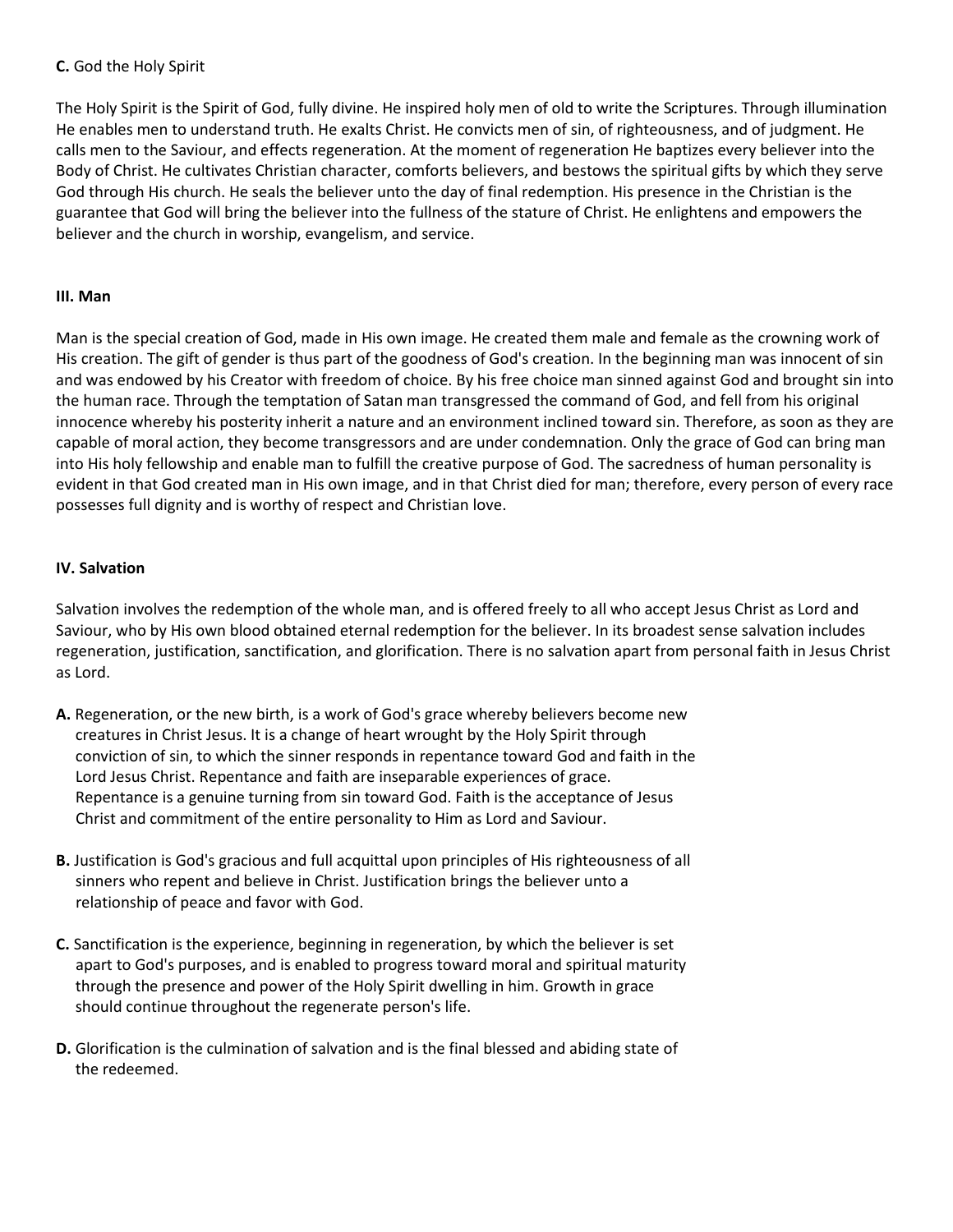**C.** God the Holy Spirit

The Holy Spirit is the Spirit of God, fully divine. He inspired holy men of old to write the Scriptures. Through illumination He enables men to understand truth. He exalts Christ. He convicts men of sin, of righteousness, and of judgment. He calls men to the Saviour, and effects regeneration. At the moment of regeneration He baptizes every believer into the Body of Christ. He cultivates Christian character, comforts believers, and bestows the spiritual gifts by which they serve God through His church. He seals the believer unto the day of final redemption. His presence in the Christian is the guarantee that God will bring the believer into the fullness of the stature of Christ. He enlightens and empowers the believer and the church in worship, evangelism, and service.

**III. Man**

Man is the special creation of God, made in His own image. He created them male and female as the crowning work of His creation. The gift of gender is thus part of the goodness of God's creation. In the beginning man was innocent of sin and was endowed by his Creator with freedom of choice. By his free choice man sinned against God and brought sin into the human race. Through the temptation of Satan man transgressed the command of God, and fell from his original innocence whereby his posterity inherit a nature and an environment inclined toward sin. Therefore, as soon as they are capable of moral action, they become transgressors and are under condemnation. Only the grace of God can bring man into His holy fellowship and enable man to fulfill the creative purpose of God. The sacredness of human personality is evident in that God created man in His own image, and in that Christ died for man; therefore, every person of every race possesses full dignity and is worthy of respect and Christian love.

**IV. Salvation**

Salvation involves the redemption of the whole man, and is offered freely to all who accept Jesus Christ as Lord and Saviour, who by His own blood obtained eternal redemption for the believer. In its broadest sense salvation includes regeneration, justification, sanctification, and glorification. There is no salvation apart from personal faith in Jesus Christ as Lord.

**A.** Regeneration, or the new birth, is a work of God's grace whereby believers become new creatures in Christ Jesus. It is a change of heart wrought by the Holy Spirit through conviction of sin, to which the sinner responds in repentance toward God and faith in the Lord Jesus Christ. Repentance and faith are inseparable experiences of grace. Repentance is a genuine turning from sin toward God. Faith is the acceptance of Jesus Christ and commitment of the entire personality to Him as Lord and Saviour.

**B.** Justification is God's gracious and full acquittal upon principles of His righteousness of all sinners who repent and believe in Christ. Justification brings the believer unto a relationship of peace and favor with God.

**C.** Sanctification is the experience, beginning in regeneration, by which the believer is set apart to God's purposes, and is enabled to progress toward moral and spiritual maturity through the presence and power of the Holy Spirit dwelling in him. Growth in grace should continue throughout the regenerate person's life.

**D.** Glorification is the culmination of salvation and is the final blessed and abiding state of the redeemed.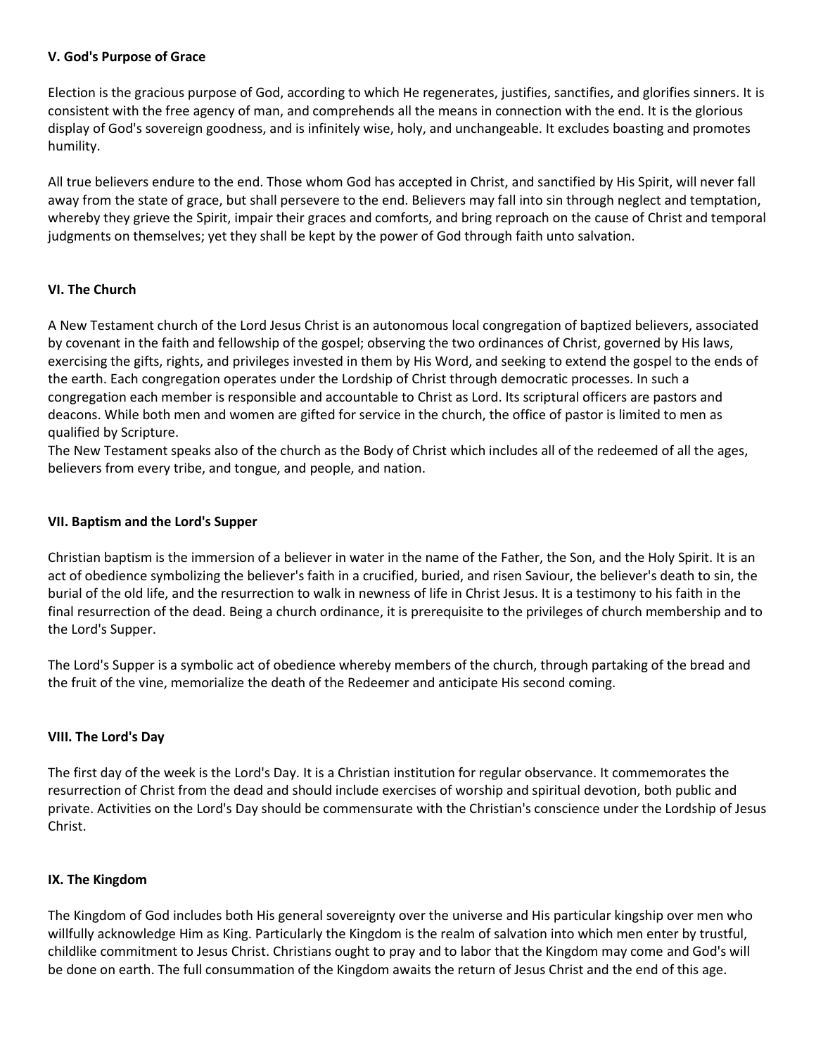### V. God's Purpose of Grace

Election is the gracious purpose of God, according to which He regenerates, justifies, sanctifies, and glorifies sinners. It is consistent with the free agency of man, and comprehends all the means in connection with the end. It is the glorious display of God's sovereign goodness, and is infinitely wise, holy, and unchangeable. It excludes boasting and promotes humility.

All true believers endure to the end. Those whom God has accepted in Christ, and sanctified by His Spirit, will never fall away from the state of grace, but shall persevere to the end. Believers may fall into sin through neglect and temptation, whereby they grieve the Spirit, impair their graces and comforts, and bring reproach on the cause of Christ and temporal judgments on themselves; yet they shall be kept by the power of God through faith unto salvation.

### VI. The Church

A New Testament church of the Lord Jesus Christ is an autonomous local congregation of baptized believers, associated by covenant in the faith and fellowship of the gospel; observing the two ordinances of Christ, governed by His laws, exercising the gifts, rights, and privileges invested in them by His Word, and seeking to extend the gospel to the ends of the earth. Each congregation operates under the Lordship of Christ through democratic processes. In such a congregation each member is responsible and accountable to Christ as Lord. Its scriptural officers are pastors and deacons. While both men and women are gifted for service in the church, the office of pastor is limited to men as qualified by Scripture.

The New Testament speaks also of the church as the Body of Christ which includes all of the redeemed of all the ages, believers from every tribe, and tongue, and people, and nation.

### VII. Baptism and the Lord's Supper

Christian baptism is the immersion of a believer in water in the name of the Father, the Son, and the Holy Spirit. It is an act of obedience symbolizing the believer's faith in a crucified, buried, and risen Saviour, the believer's death to sin, the burial of the old life, and the resurrection to walk in newness of life in Christ Jesus. It is a testimony to his faith in the final resurrection of the dead. Being a church ordinance, it is prerequisite to the privileges of church membership and to the Lord's Supper.

The Lord's Supper is a symbolic act of obedience whereby members of the church, through partaking of the bread and the fruit of the vine, memorialize the death of the Redeemer and anticipate His second coming.

### VIII. The Lord's Day

The first day of the week is the Lord's Day. It is a Christian institution for regular observance. It commemorates the resurrection of Christ from the dead and should include exercises of worship and spiritual devotion, both public and private. Activities on the Lord's Day should be commensurate with the Christian's conscience under the Lordship of Jesus Christ.

### IX. The Kingdom

The Kingdom of God includes both His general sovereignty over the universe and His particular kingship over men who willfully acknowledge Him as King. Particularly the Kingdom is the realm of salvation into which men enter by trustful, childlike commitment to Jesus Christ. Christians ought to pray and to labor that the Kingdom may come and God's will be done on earth. The full consummation of the Kingdom awaits the return of Jesus Christ and the end of this age.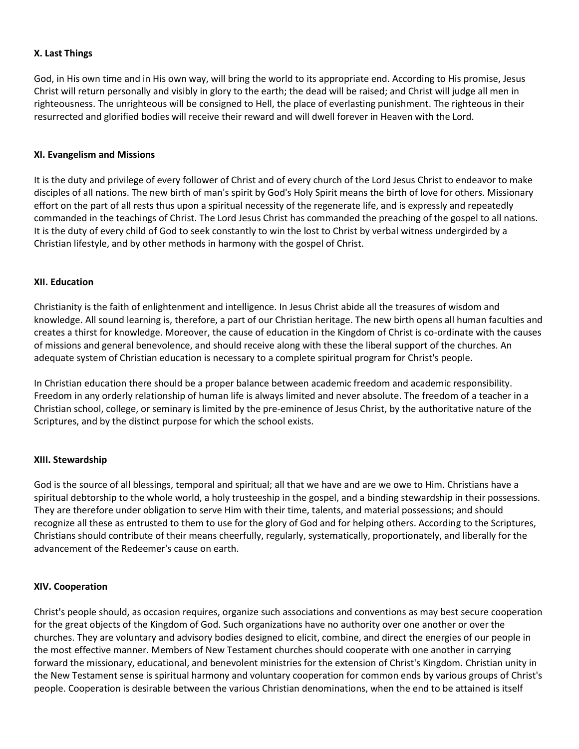**X. Last Things**

God, in His own time and in His own way, will bring the world to its appropriate end. According to His promise, Jesus Christ will return personally and visibly in glory to the earth; the dead will be raised; and Christ will judge all men in righteousness. The unrighteous will be consigned to Hell, the place of everlasting punishment. The righteous in their resurrected and glorified bodies will receive their reward and will dwell forever in Heaven with the Lord.

**XI. Evangelism and Missions**

It is the duty and privilege of every follower of Christ and of every church of the Lord Jesus Christ to endeavor to make disciples of all nations. The new birth of man's spirit by God's Holy Spirit means the birth of love for others. Missionary effort on the part of all rests thus upon a spiritual necessity of the regenerate life, and is expressly and repeatedly commanded in the teachings of Christ. The Lord Jesus Christ has commanded the preaching of the gospel to all nations. It is the duty of every child of God to seek constantly to win the lost to Christ by verbal witness undergirded by a Christian lifestyle, and by other methods in harmony with the gospel of Christ.

**XII. Education**

Christianity is the faith of enlightenment and intelligence. In Jesus Christ abide all the treasures of wisdom and knowledge. All sound learning is, therefore, a part of our Christian heritage. The new birth opens all human faculties and creates a thirst for knowledge. Moreover, the cause of education in the Kingdom of Christ is co-ordinate with the causes of missions and general benevolence, and should receive along with these the liberal support of the churches. An adequate system of Christian education is necessary to a complete spiritual program for Christ's people.

In Christian education there should be a proper balance between academic freedom and academic responsibility. Freedom in any orderly relationship of human life is always limited and never absolute. The freedom of a teacher in a Christian school, college, or seminary is limited by the pre-eminence of Jesus Christ, by the authoritative nature of the Scriptures, and by the distinct purpose for which the school exists.

**XIII. Stewardship**

God is the source of all blessings, temporal and spiritual; all that we have and are we owe to Him. Christians have a spiritual debtorship to the whole world, a holy trusteeship in the gospel, and a binding stewardship in their possessions. They are therefore under obligation to serve Him with their time, talents, and material possessions; and should recognize all these as entrusted to them to use for the glory of God and for helping others. According to the Scriptures, Christians should contribute of their means cheerfully, regularly, systematically, proportionately, and liberally for the advancement of the Redeemer's cause on earth.

**XIV. Cooperation**

Christ's people should, as occasion requires, organize such associations and conventions as may best secure cooperation for the great objects of the Kingdom of God. Such organizations have no authority over one another or over the churches. They are voluntary and advisory bodies designed to elicit, combine, and direct the energies of our people in the most effective manner. Members of New Testament churches should cooperate with one another in carrying forward the missionary, educational, and benevolent ministries for the extension of Christ's Kingdom. Christian unity in the New Testament sense is spiritual harmony and voluntary cooperation for common ends by various groups of Christ's people. Cooperation is desirable between the various Christian denominations, when the end to be attained is itself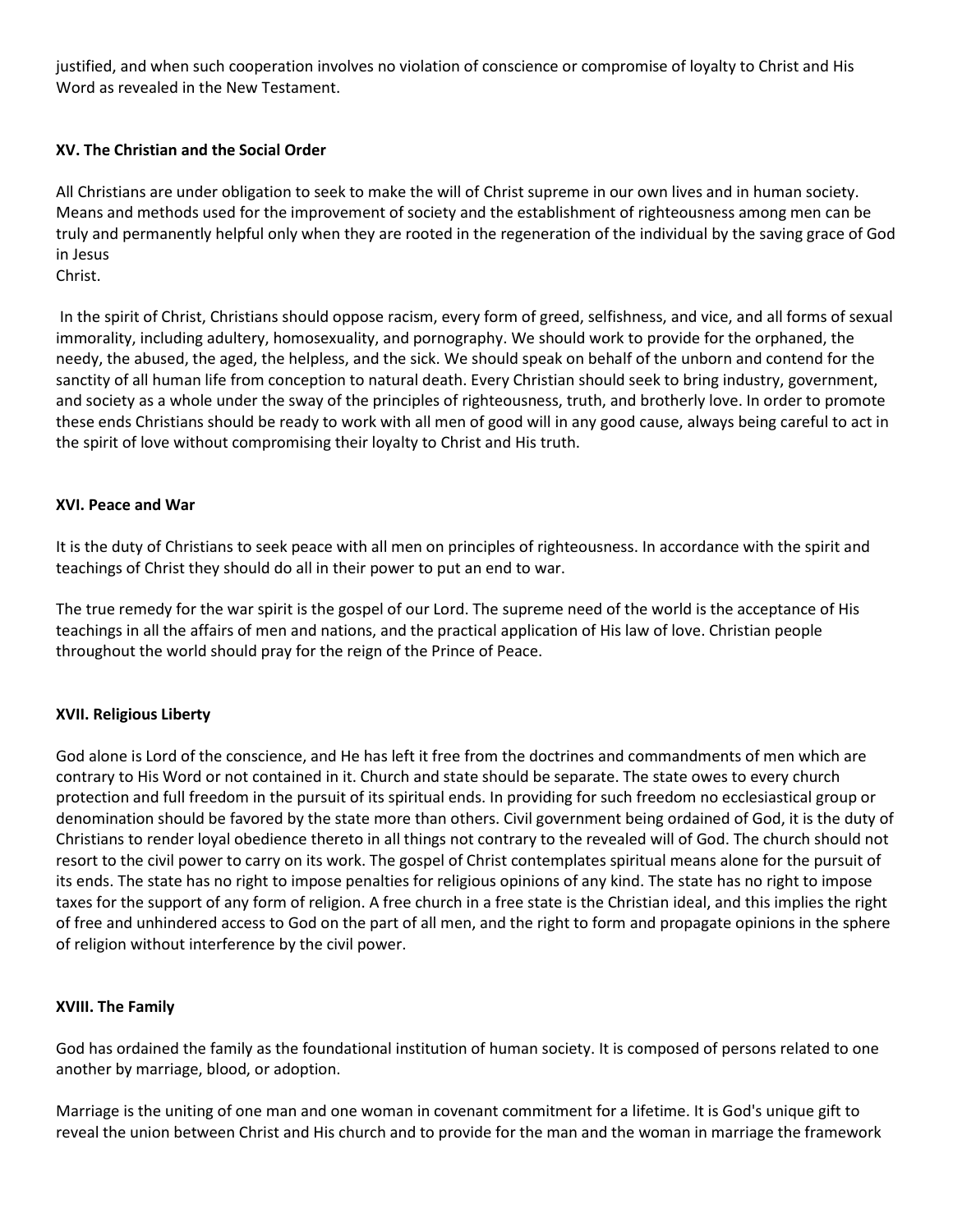justified, and when such cooperation involves no violation of conscience or compromise of loyalty to Christ and His Word as revealed in the New Testament.

### XV. The Christian and the Social Order

All Christians are under obligation to seek to make the will of Christ supreme in our own lives and in human society. Means and methods used for the improvement of society and the establishment of righteousness among men can be truly and permanently helpful only when they are rooted in the regeneration of the individual by the saving grace of God in Jesus Christ.

In the spirit of Christ, Christians should oppose racism, every form of greed, selfishness, and vice, and all forms of sexual immorality, including adultery, homosexuality, and pornography. We should work to provide for the orphaned, the needy, the abused, the aged, the helpless, and the sick. We should speak on behalf of the unborn and contend for the sanctity of all human life from conception to natural death. Every Christian should seek to bring industry, government, and society as a whole under the sway of the principles of righteousness, truth, and brotherly love. In order to promote these ends Christians should be ready to work with all men of good will in any good cause, always being careful to act in the spirit of love without compromising their loyalty to Christ and His truth.

### XVI. Peace and War

It is the duty of Christians to seek peace with all men on principles of righteousness. In accordance with the spirit and teachings of Christ they should do all in their power to put an end to war.

The true remedy for the war spirit is the gospel of our Lord. The supreme need of the world is the acceptance of His teachings in all the affairs of men and nations, and the practical application of His law of love. Christian people throughout the world should pray for the reign of the Prince of Peace.

### XVII. Religious Liberty

God alone is Lord of the conscience, and He has left it free from the doctrines and commandments of men which are contrary to His Word or not contained in it. Church and state should be separate. The state owes to every church protection and full freedom in the pursuit of its spiritual ends. In providing for such freedom no ecclesiastical group or denomination should be favored by the state more than others. Civil government being ordained of God, it is the duty of Christians to render loyal obedience thereto in all things not contrary to the revealed will of God. The church should not resort to the civil power to carry on its work. The gospel of Christ contemplates spiritual means alone for the pursuit of its ends. The state has no right to impose penalties for religious opinions of any kind. The state has no right to impose taxes for the support of any form of religion. A free church in a free state is the Christian ideal, and this implies the right of free and unhindered access to God on the part of all men, and the right to form and propagate opinions in the sphere of religion without interference by the civil power.

### XVIII. The Family

God has ordained the family as the foundational institution of human society. It is composed of persons related to one another by marriage, blood, or adoption.

Marriage is the uniting of one man and one woman in covenant commitment for a lifetime. It is God's unique gift to reveal the union between Christ and His church and to provide for the man and the woman in marriage the framework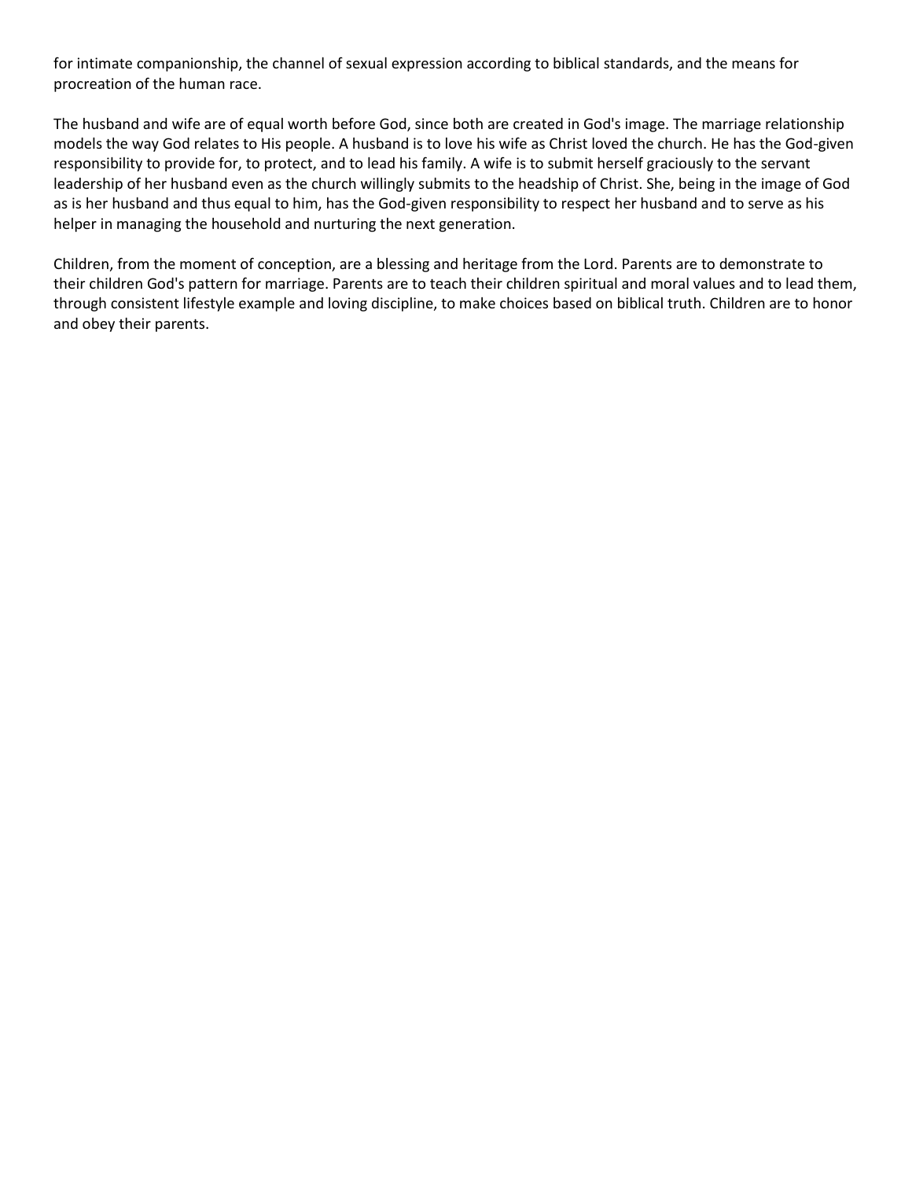for intimate companionship, the channel of sexual expression according to biblical standards, and the means for procreation of the human race.

The husband and wife are of equal worth before God, since both are created in God's image. The marriage relationship models the way God relates to His people. A husband is to love his wife as Christ loved the church. He has the God-given responsibility to provide for, to protect, and to lead his family. A wife is to submit herself graciously to the servant leadership of her husband even as the church willingly submits to the headship of Christ. She, being in the image of God as is her husband and thus equal to him, has the God-given responsibility to respect her husband and to serve as his helper in managing the household and nurturing the next generation.

Children, from the moment of conception, are a blessing and heritage from the Lord. Parents are to demonstrate to their children God's pattern for marriage. Parents are to teach their children spiritual and moral values and to lead them, through consistent lifestyle example and loving discipline, to make choices based on biblical truth. Children are to honor and obey their parents.